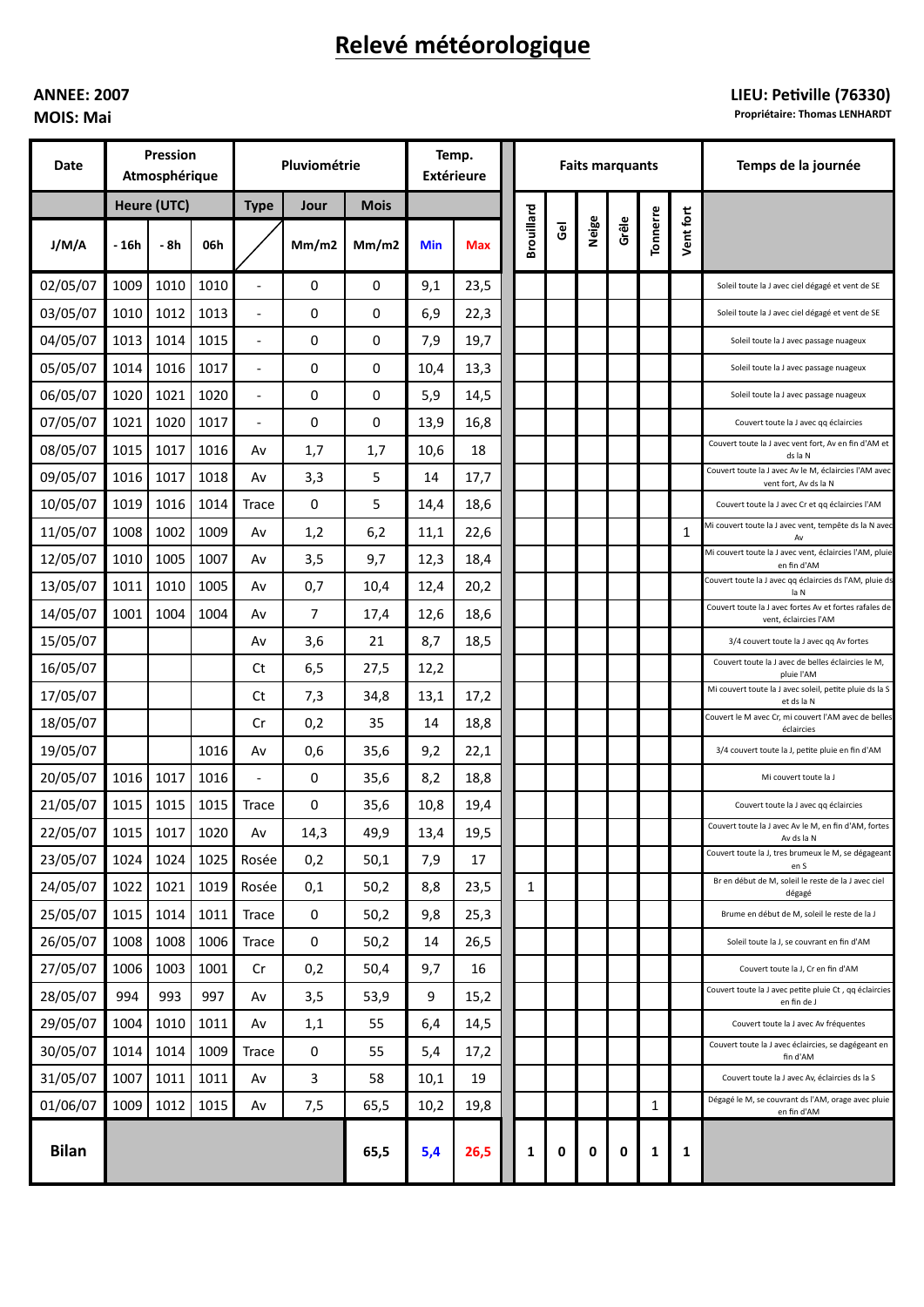# Relevé météorologique

**ANNEE: 2007**
**MOIS: Mai**

**LIEU: Petiville (76330)**
**Propriétaire: Thomas LENHARDT**

| Date | Pression Atmosphérique | | | Pluviométrie | | | Temp. Extérieure | | Faits marquants | | | | | | Temps de la journée |
|---|---|---|---|---|---|---|---|---|---|---|---|---|---|---|---|
| | Heure (UTC) | | | Type | Jour | Mois | | | Brouillard | Gel | Neige | Grêle | Tonnerre | Vent fort | |
| J/M/A | - 16h | - 8h | 06h | | Mm/m2 | Mm/m2 | Min | Max | | | | | | | |
| 02/05/07 | 1009 | 1010 | 1010 | - | 0 | 0 | 9,1 | 23,5 | | | | | | | Soleil toute la J avec ciel dégagé et vent de SE |
| 03/05/07 | 1010 | 1012 | 1013 | - | 0 | 0 | 6,9 | 22,3 | | | | | | | Soleil toute la J avec ciel dégagé et vent de SE |
| 04/05/07 | 1013 | 1014 | 1015 | - | 0 | 0 | 7,9 | 19,7 | | | | | | | Soleil toute la J avec passage nuageux |
| 05/05/07 | 1014 | 1016 | 1017 | - | 0 | 0 | 10,4 | 13,3 | | | | | | | Soleil toute la J avec passage nuageux |
| 06/05/07 | 1020 | 1021 | 1020 | - | 0 | 0 | 5,9 | 14,5 | | | | | | | Soleil toute la J avec passage nuageux |
| 07/05/07 | 1021 | 1020 | 1017 | - | 0 | 0 | 13,9 | 16,8 | | | | | | | Couvert toute la J avec qq éclaircies |
| 08/05/07 | 1015 | 1017 | 1016 | Av | 1,7 | 1,7 | 10,6 | 18 | | | | | | | Couvert toute la J avec vent fort, Av en fin d'AM et ds la N |
| 09/05/07 | 1016 | 1017 | 1018 | Av | 3,3 | 5 | 14 | 17,7 | | | | | | | Couvert toute la J avec Av le M, éclaircies l'AM avec vent fort, Av ds la N |
| 10/05/07 | 1019 | 1016 | 1014 | Trace | 0 | 5 | 14,4 | 18,6 | | | | | | | Couvert toute la J avec Cr et qq éclaircies l'AM |
| 11/05/07 | 1008 | 1002 | 1009 | Av | 1,2 | 6,2 | 11,1 | 22,6 | | | | | | 1 | Mi couvert toute la J avec vent, tempête ds la N avec Av |
| 12/05/07 | 1010 | 1005 | 1007 | Av | 3,5 | 9,7 | 12,3 | 18,4 | | | | | | | Mi couvert toute la J avec vent, éclaircies l'AM, pluie en fin d'AM |
| 13/05/07 | 1011 | 1010 | 1005 | Av | 0,7 | 10,4 | 12,4 | 20,2 | | | | | | | Couvert toute la J avec qq éclaircies ds l'AM, pluie ds la N |
| 14/05/07 | 1001 | 1004 | 1004 | Av | 7 | 17,4 | 12,6 | 18,6 | | | | | | | Couvert toute la J avec fortes Av et fortes rafales de vent, éclaircies l'AM |
| 15/05/07 | | | | Av | 3,6 | 21 | 8,7 | 18,5 | | | | | | | 3/4 couvert toute la J avec qq Av fortes |
| 16/05/07 | | | | Ct | 6,5 | 27,5 | 12,2 | | | | | | | | Couvert toute la J avec de belles éclaircies le M, pluie l'AM |
| 17/05/07 | | | | Ct | 7,3 | 34,8 | 13,1 | 17,2 | | | | | | | Mi couvert toute la J avec soleil, petite pluie ds la S et ds la N |
| 18/05/07 | | | | Cr | 0,2 | 35 | 14 | 18,8 | | | | | | | Couvert le M avec Cr, mi couvert l'AM avec de belles éclaircies |
| 19/05/07 | | | 1016 | Av | 0,6 | 35,6 | 9,2 | 22,1 | | | | | | | 3/4 couvert toute la J, petite pluie en fin d'AM |
| 20/05/07 | 1016 | 1017 | 1016 | - | 0 | 35,6 | 8,2 | 18,8 | | | | | | | Mi couvert toute la J |
| 21/05/07 | 1015 | 1015 | 1015 | Trace | 0 | 35,6 | 10,8 | 19,4 | | | | | | | Couvert toute la J avec qq éclaircies |
| 22/05/07 | 1015 | 1017 | 1020 | Av | 14,3 | 49,9 | 13,4 | 19,5 | | | | | | | Couvert toute la J avec Av le M, en fin d'AM, fortes Av ds la N |
| 23/05/07 | 1024 | 1024 | 1025 | Rosée | 0,2 | 50,1 | 7,9 | 17 | | | | | | | Couvert toute la J, tres brumeux le M, se dégageant en S |
| 24/05/07 | 1022 | 1021 | 1019 | Rosée | 0,1 | 50,2 | 8,8 | 23,5 | 1 | | | | | | Br en début de M, soleil le reste de la J avec ciel dégagé |
| 25/05/07 | 1015 | 1014 | 1011 | Trace | 0 | 50,2 | 9,8 | 25,3 | | | | | | | Brume en début de M, soleil le reste de la J |
| 26/05/07 | 1008 | 1008 | 1006 | Trace | 0 | 50,2 | 14 | 26,5 | | | | | | | Soleil toute la J, se couvrant en fin d'AM |
| 27/05/07 | 1006 | 1003 | 1001 | Cr | 0,2 | 50,4 | 9,7 | 16 | | | | | | | Couvert toute la J, Cr en fin d'AM |
| 28/05/07 | 994 | 993 | 997 | Av | 3,5 | 53,9 | 9 | 15,2 | | | | | | | Couvert toute la J avec petite pluie Ct , qq éclaircies en fin de J |
| 29/05/07 | 1004 | 1010 | 1011 | Av | 1,1 | 55 | 6,4 | 14,5 | | | | | | | Couvert toute la J avec Av fréquentes |
| 30/05/07 | 1014 | 1014 | 1009 | Trace | 0 | 55 | 5,4 | 17,2 | | | | | | | Couvert toute la J avec éclaircies, se dagégeant en fin d'AM |
| 31/05/07 | 1007 | 1011 | 1011 | Av | 3 | 58 | 10,1 | 19 | | | | | | | Couvert toute la J avec Av, éclaircies ds la S |
| 01/06/07 | 1009 | 1012 | 1015 | Av | 7,5 | 65,5 | 10,2 | 19,8 | | | | | 1 | | Dégagé le M, se couvrant ds l'AM, orage avec pluie en fin d'AM |
| **Bilan** | | | | | | **65,5** | **5,4** | **26,5** | **1** | **0** | **0** | **0** | **1** | **1** | |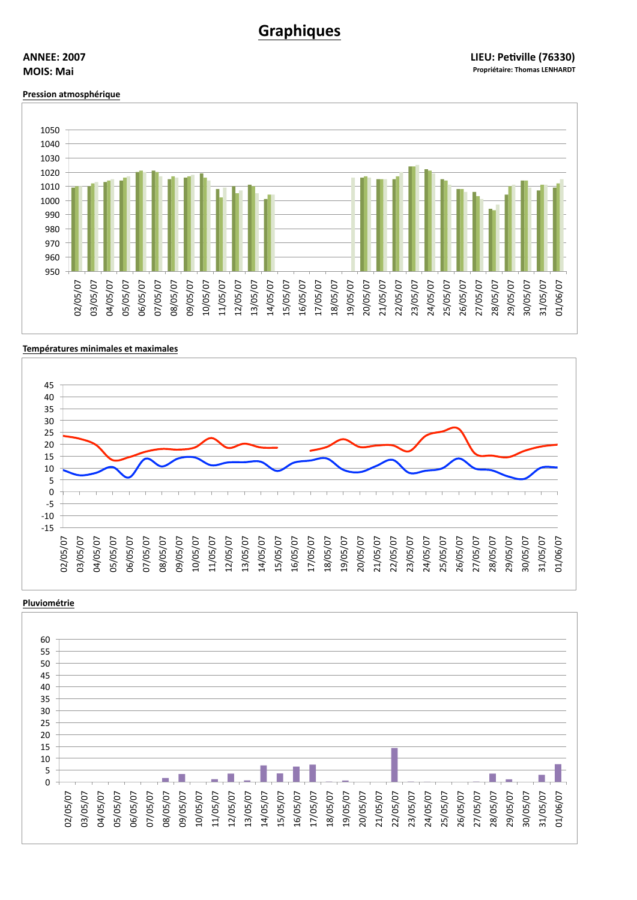# Graphiques

**ANNEE: 2007**
**MOIS: Mai**

**LIEU: Petiville (76330)**
**Propriétaire: Thomas LENHARDT**

## Pression atmosphérique

1050
1040
1030
1020
1010
1000
990
980
970
960
950

02/05/07 03/05/07 04/05/07 05/05/07 06/05/07 07/05/07 08/05/07 09/05/07 10/05/07 11/05/07 12/05/07 13/05/07 14/05/07 15/05/07 16/05/07 17/05/07 18/05/07 19/05/07 20/05/07 21/05/07 22/05/07 23/05/07 24/05/07 25/05/07 26/05/07 27/05/07 28/05/07 29/05/07 30/05/07 31/05/07 01/06/07

## Températures minimales et maximales

45
40
35
30
25
20
15
10
5
0
-5
-10
-15

02/05/07 03/05/07 04/05/07 05/05/07 06/05/07 07/05/07 08/05/07 09/05/07 10/05/07 11/05/07 12/05/07 13/05/07 14/05/07 15/05/07 16/05/07 17/05/07 18/05/07 19/05/07 20/05/07 21/05/07 22/05/07 23/05/07 24/05/07 25/05/07 26/05/07 27/05/07 28/05/07 29/05/07 30/05/07 31/05/07 01/06/07

## Pluviométrie

60
55
50
45
40
35
30
25
20
15
10
5
0

02/05/07 03/05/07 04/05/07 05/05/07 06/05/07 07/05/07 08/05/07 09/05/07 10/05/07 11/05/07 12/05/07 13/05/07 14/05/07 15/05/07 16/05/07 17/05/07 18/05/07 19/05/07 20/05/07 21/05/07 22/05/07 23/05/07 24/05/07 25/05/07 26/05/07 27/05/07 28/05/07 29/05/07 30/05/07 31/05/07 01/06/07